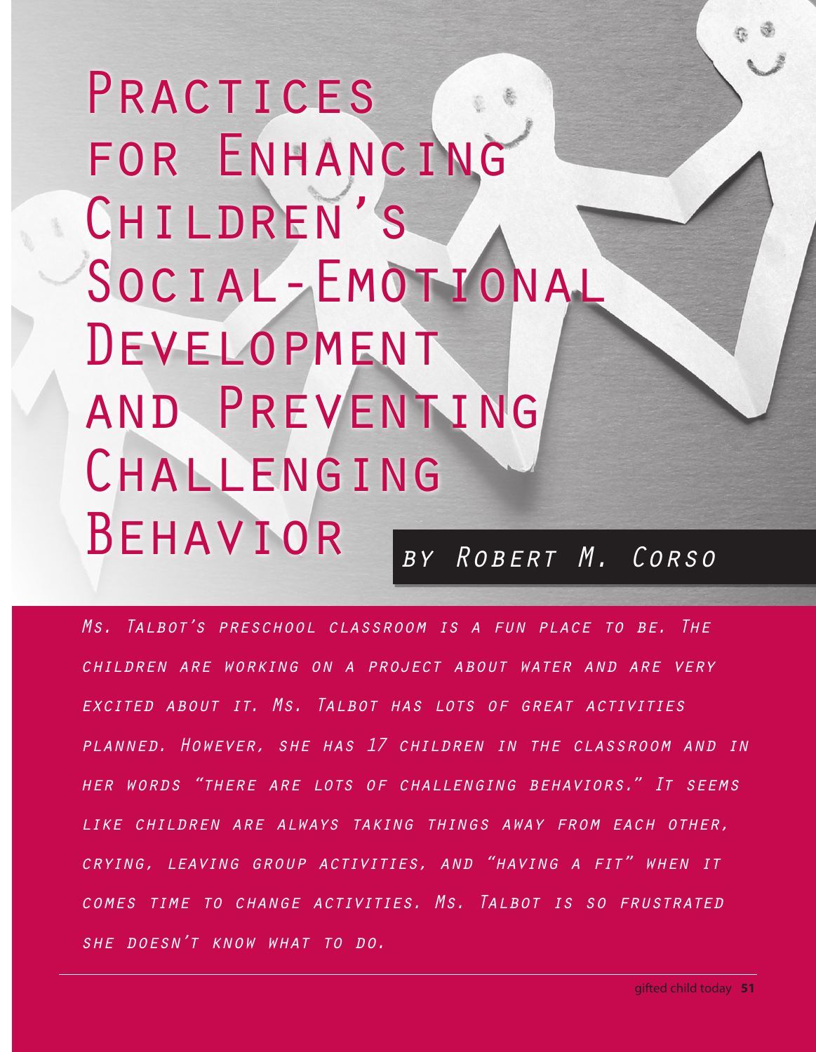# Practices for Enhancing Children's Social-Emotional Development and Preventing Challenging Behavior

*by Robert M. Corso*

*Ms. Talbot's preschool classroom is a fun place to be. The children are working on a project about water and are very excited about it. Ms. Talbot has lots of great activities planned. However, she has 17 children in the classroom and in her words "there are lots of challenging behaviors." It seems like children are always taking things away from each other, crying, leaving group activities, and "having a fit" when it comes time to change activities. Ms. Talbot is so frustrated she doesn't know what to do.*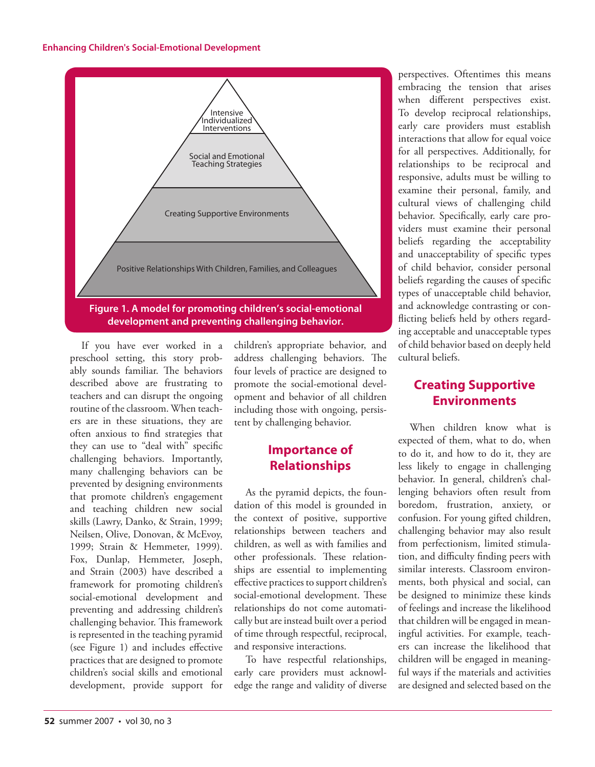Intensive Individualized Interventions

Social and Emotional Teaching Strategies

Creating Supportive Environments

Positive Relationships With Children, Families, and Colleagues

**Figure 1. A model for promoting children's social-emotional development and preventing challenging behavior.**

If you have ever worked in a preschool setting, this story probably sounds familiar. The behaviors described above are frustrating to teachers and can disrupt the ongoing routine of the classroom. When teachers are in these situations, they are often anxious to find strategies that they can use to "deal with" specific challenging behaviors. Importantly, many challenging behaviors can be prevented by designing environments that promote children's engagement and teaching children new social skills (Lawry, Danko, & Strain, 1999; Neilsen, Olive, Donovan, & McEvoy, 1999; Strain & Hemmeter, 1999). Fox, Dunlap, Hemmeter, Joseph, and Strain (2003) have described a framework for promoting children's social-emotional development and preventing and addressing children's challenging behavior. This framework is represented in the teaching pyramid (see Figure 1) and includes effective practices that are designed to promote children's social skills and emotional development, provide support for children's appropriate behavior, and address challenging behaviors. The four levels of practice are designed to promote the social-emotional development and behavior of all children including those with ongoing, persistent by challenging behavior.

## Importance of Relationships

As the pyramid depicts, the foundation of this model is grounded in the context of positive, supportive relationships between teachers and children, as well as with families and other professionals. These relationships are essential to implementing effective practices to support children's social-emotional development. These relationships do not come automatically but are instead built over a period of time through respectful, reciprocal, and responsive interactions.

To have respectful relationships, early care providers must acknowledge the range and validity of diverse perspectives. Oftentimes this means embracing the tension that arises when different perspectives exist. To develop reciprocal relationships, early care providers must establish interactions that allow for equal voice for all perspectives. Additionally, for relationships to be reciprocal and responsive, adults must be willing to examine their personal, family, and cultural views of challenging child behavior. Specifically, early care providers must examine their personal beliefs regarding the acceptability and unacceptability of specific types of child behavior, consider personal beliefs regarding the causes of specific types of unacceptable child behavior, and acknowledge contrasting or conflicting beliefs held by others regarding acceptable and unacceptable types of child behavior based on deeply held cultural beliefs.

## Creating Supportive Environments

When children know what is expected of them, what to do, when to do it, and how to do it, they are less likely to engage in challenging behavior. In general, children's challenging behaviors often result from boredom, frustration, anxiety, or confusion. For young gifted children, challenging behavior may also result from perfectionism, limited stimulation, and difficulty finding peers with similar interests. Classroom environments, both physical and social, can be designed to minimize these kinds of feelings and increase the likelihood that children will be engaged in meaningful activities. For example, teachers can increase the likelihood that children will be engaged in meaningful ways if the materials and activities are designed and selected based on the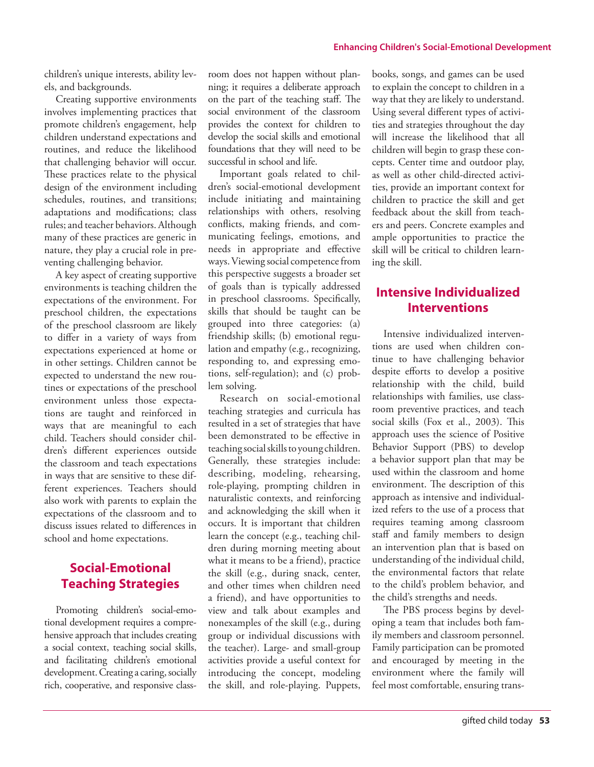children's unique interests, ability levels, and backgrounds.

Creating supportive environments involves implementing practices that promote children's engagement, help children understand expectations and routines, and reduce the likelihood that challenging behavior will occur. These practices relate to the physical design of the environment including schedules, routines, and transitions; adaptations and modifications; class rules; and teacher behaviors. Although many of these practices are generic in nature, they play a crucial role in preventing challenging behavior.

A key aspect of creating supportive environments is teaching children the expectations of the environment. For preschool children, the expectations of the preschool classroom are likely to differ in a variety of ways from expectations experienced at home or in other settings. Children cannot be expected to understand the new routines or expectations of the preschool environment unless those expectations are taught and reinforced in ways that are meaningful to each child. Teachers should consider children's different experiences outside the classroom and teach expectations in ways that are sensitive to these different experiences. Teachers should also work with parents to explain the expectations of the classroom and to discuss issues related to differences in school and home expectations.

## Social-Emotional Teaching Strategies

Promoting children's social-emotional development requires a comprehensive approach that includes creating a social context, teaching social skills, and facilitating children's emotional development. Creating a caring, socially rich, cooperative, and responsive classroom does not happen without planning; it requires a deliberate approach on the part of the teaching staff. The social environment of the classroom provides the context for children to develop the social skills and emotional foundations that they will need to be successful in school and life.

Important goals related to children's social-emotional development include initiating and maintaining relationships with others, resolving conflicts, making friends, and communicating feelings, emotions, and needs in appropriate and effective ways. Viewing social competence from this perspective suggests a broader set of goals than is typically addressed in preschool classrooms. Specifically, skills that should be taught can be grouped into three categories: (a) friendship skills; (b) emotional regulation and empathy (e.g., recognizing, responding to, and expressing emotions, self-regulation); and (c) problem solving.

Research on social-emotional teaching strategies and curricula has resulted in a set of strategies that have been demonstrated to be effective in teaching social skills to young children. Generally, these strategies include: describing, modeling, rehearsing, role-playing, prompting children in naturalistic contexts, and reinforcing and acknowledging the skill when it occurs. It is important that children learn the concept (e.g., teaching children during morning meeting about what it means to be a friend), practice the skill (e.g., during snack, center, and other times when children need a friend), and have opportunities to view and talk about examples and nonexamples of the skill (e.g., during group or individual discussions with the teacher). Large- and small-group activities provide a useful context for introducing the concept, modeling the skill, and role-playing. Puppets, books, songs, and games can be used to explain the concept to children in a way that they are likely to understand. Using several different types of activities and strategies throughout the day will increase the likelihood that all children will begin to grasp these concepts. Center time and outdoor play, as well as other child-directed activities, provide an important context for children to practice the skill and get feedback about the skill from teachers and peers. Concrete examples and ample opportunities to practice the skill will be critical to children learning the skill.

## Intensive Individualized Interventions

Intensive individualized interventions are used when children continue to have challenging behavior despite efforts to develop a positive relationship with the child, build relationships with families, use classroom preventive practices, and teach social skills (Fox et al., 2003). This approach uses the science of Positive Behavior Support (PBS) to develop a behavior support plan that may be used within the classroom and home environment. The description of this approach as intensive and individualized refers to the use of a process that requires teaming among classroom staff and family members to design an intervention plan that is based on understanding of the individual child, the environmental factors that relate to the child's problem behavior, and the child's strengths and needs.

The PBS process begins by developing a team that includes both family members and classroom personnel. Family participation can be promoted and encouraged by meeting in the environment where the family will feel most comfortable, ensuring trans-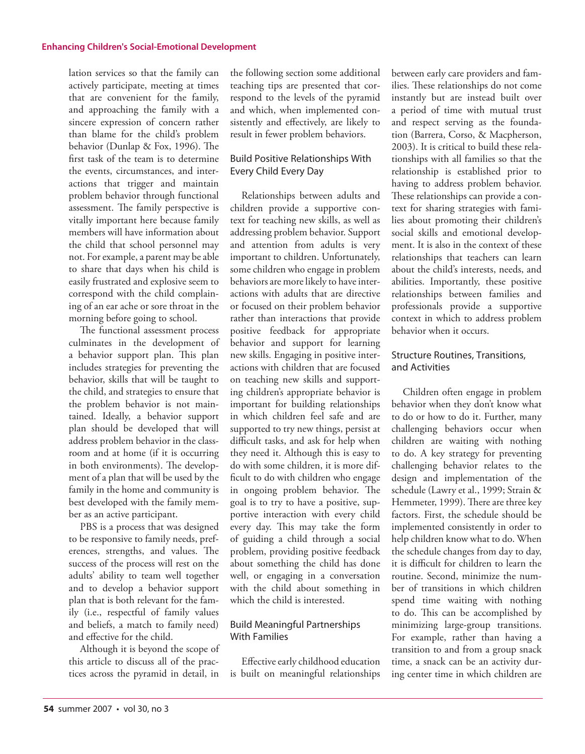lation services so that the family can actively participate, meeting at times that are convenient for the family, and approaching the family with a sincere expression of concern rather than blame for the child's problem behavior (Dunlap & Fox, 1996). The first task of the team is to determine the events, circumstances, and interactions that trigger and maintain problem behavior through functional assessment. The family perspective is vitally important here because family members will have information about the child that school personnel may not. For example, a parent may be able to share that days when his child is easily frustrated and explosive seem to correspond with the child complaining of an ear ache or sore throat in the morning before going to school.

The functional assessment process culminates in the development of a behavior support plan. This plan includes strategies for preventing the behavior, skills that will be taught to the child, and strategies to ensure that the problem behavior is not maintained. Ideally, a behavior support plan should be developed that will address problem behavior in the classroom and at home (if it is occurring in both environments). The development of a plan that will be used by the family in the home and community is best developed with the family member as an active participant.

PBS is a process that was designed to be responsive to family needs, preferences, strengths, and values. The success of the process will rest on the adults' ability to team well together and to develop a behavior support plan that is both relevant for the family (i.e., respectful of family values and beliefs, a match to family need) and effective for the child.

Although it is beyond the scope of this article to discuss all of the practices across the pyramid in detail, in the following section some additional teaching tips are presented that correspond to the levels of the pyramid and which, when implemented consistently and effectively, are likely to result in fewer problem behaviors.

### Build Positive Relationships With Every Child Every Day

Relationships between adults and children provide a supportive context for teaching new skills, as well as addressing problem behavior. Support and attention from adults is very important to children. Unfortunately, some children who engage in problem behaviors are more likely to have interactions with adults that are directive or focused on their problem behavior rather than interactions that provide positive feedback for appropriate behavior and support for learning new skills. Engaging in positive interactions with children that are focused on teaching new skills and supporting children's appropriate behavior is important for building relationships in which children feel safe and are supported to try new things, persist at difficult tasks, and ask for help when they need it. Although this is easy to do with some children, it is more difficult to do with children who engage in ongoing problem behavior. The goal is to try to have a positive, supportive interaction with every child every day. This may take the form of guiding a child through a social problem, providing positive feedback about something the child has done well, or engaging in a conversation with the child about something in which the child is interested.

### Build Meaningful Partnerships With Families

Effective early childhood education is built on meaningful relationships between early care providers and families. These relationships do not come instantly but are instead built over a period of time with mutual trust and respect serving as the foundation (Barrera, Corso, & Macpherson, 2003). It is critical to build these relationships with all families so that the relationship is established prior to having to address problem behavior. These relationships can provide a context for sharing strategies with families about promoting their children's social skills and emotional development. It is also in the context of these relationships that teachers can learn about the child's interests, needs, and abilities. Importantly, these positive relationships between families and professionals provide a supportive context in which to address problem behavior when it occurs.

### Structure Routines, Transitions, and Activities

Children often engage in problem behavior when they don't know what to do or how to do it. Further, many challenging behaviors occur when children are waiting with nothing to do. A key strategy for preventing challenging behavior relates to the design and implementation of the schedule (Lawry et al., 1999; Strain & Hemmeter, 1999). There are three key factors. First, the schedule should be implemented consistently in order to help children know what to do. When the schedule changes from day to day, it is difficult for children to learn the routine. Second, minimize the number of transitions in which children spend time waiting with nothing to do. This can be accomplished by minimizing large-group transitions. For example, rather than having a transition to and from a group snack time, a snack can be an activity during center time in which children are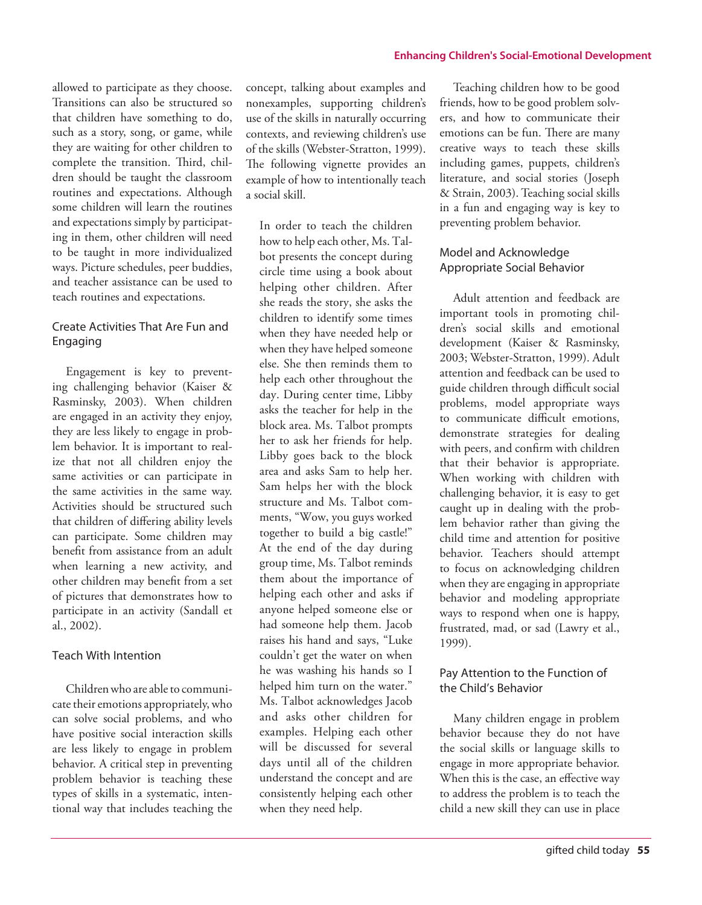allowed to participate as they choose. Transitions can also be structured so that children have something to do, such as a story, song, or game, while they are waiting for other children to complete the transition. Third, children should be taught the classroom routines and expectations. Although some children will learn the routines and expectations simply by participating in them, other children will need to be taught in more individualized ways. Picture schedules, peer buddies, and teacher assistance can be used to teach routines and expectations.

### Create Activities That Are Fun and Engaging

Engagement is key to preventing challenging behavior (Kaiser & Rasminsky, 2003). When children are engaged in an activity they enjoy, they are less likely to engage in problem behavior. It is important to realize that not all children enjoy the same activities or can participate in the same activities in the same way. Activities should be structured such that children of differing ability levels can participate. Some children may benefit from assistance from an adult when learning a new activity, and other children may benefit from a set of pictures that demonstrates how to participate in an activity (Sandall et al., 2002).

### Teach With Intention

Children who are able to communicate their emotions appropriately, who can solve social problems, and who have positive social interaction skills are less likely to engage in problem behavior. A critical step in preventing problem behavior is teaching these types of skills in a systematic, intentional way that includes teaching the concept, talking about examples and nonexamples, supporting children's use of the skills in naturally occurring contexts, and reviewing children's use of the skills (Webster-Stratton, 1999). The following vignette provides an example of how to intentionally teach a social skill.

> In order to teach the children how to help each other, Ms. Talbot presents the concept during circle time using a book about helping other children. After she reads the story, she asks the children to identify some times when they have needed help or when they have helped someone else. She then reminds them to help each other throughout the day. During center time, Libby asks the teacher for help in the block area. Ms. Talbot prompts her to ask her friends for help. Libby goes back to the block area and asks Sam to help her. Sam helps her with the block structure and Ms. Talbot comments, "Wow, you guys worked together to build a big castle!" At the end of the day during group time, Ms. Talbot reminds them about the importance of helping each other and asks if anyone helped someone else or had someone help them. Jacob raises his hand and says, "Luke couldn't get the water on when he was washing his hands so I helped him turn on the water." Ms. Talbot acknowledges Jacob and asks other children for examples. Helping each other will be discussed for several days until all of the children understand the concept and are consistently helping each other when they need help.

Teaching children how to be good friends, how to be good problem solvers, and how to communicate their emotions can be fun. There are many creative ways to teach these skills including games, puppets, children's literature, and social stories (Joseph & Strain, 2003). Teaching social skills in a fun and engaging way is key to preventing problem behavior.

### Model and Acknowledge Appropriate Social Behavior

Adult attention and feedback are important tools in promoting children's social skills and emotional development (Kaiser & Rasminsky, 2003; Webster-Stratton, 1999). Adult attention and feedback can be used to guide children through difficult social problems, model appropriate ways to communicate difficult emotions, demonstrate strategies for dealing with peers, and confirm with children that their behavior is appropriate. When working with children with challenging behavior, it is easy to get caught up in dealing with the problem behavior rather than giving the child time and attention for positive behavior. Teachers should attempt to focus on acknowledging children when they are engaging in appropriate behavior and modeling appropriate ways to respond when one is happy, frustrated, mad, or sad (Lawry et al., 1999).

### Pay Attention to the Function of the Child's Behavior

Many children engage in problem behavior because they do not have the social skills or language skills to engage in more appropriate behavior. When this is the case, an effective way to address the problem is to teach the child a new skill they can use in place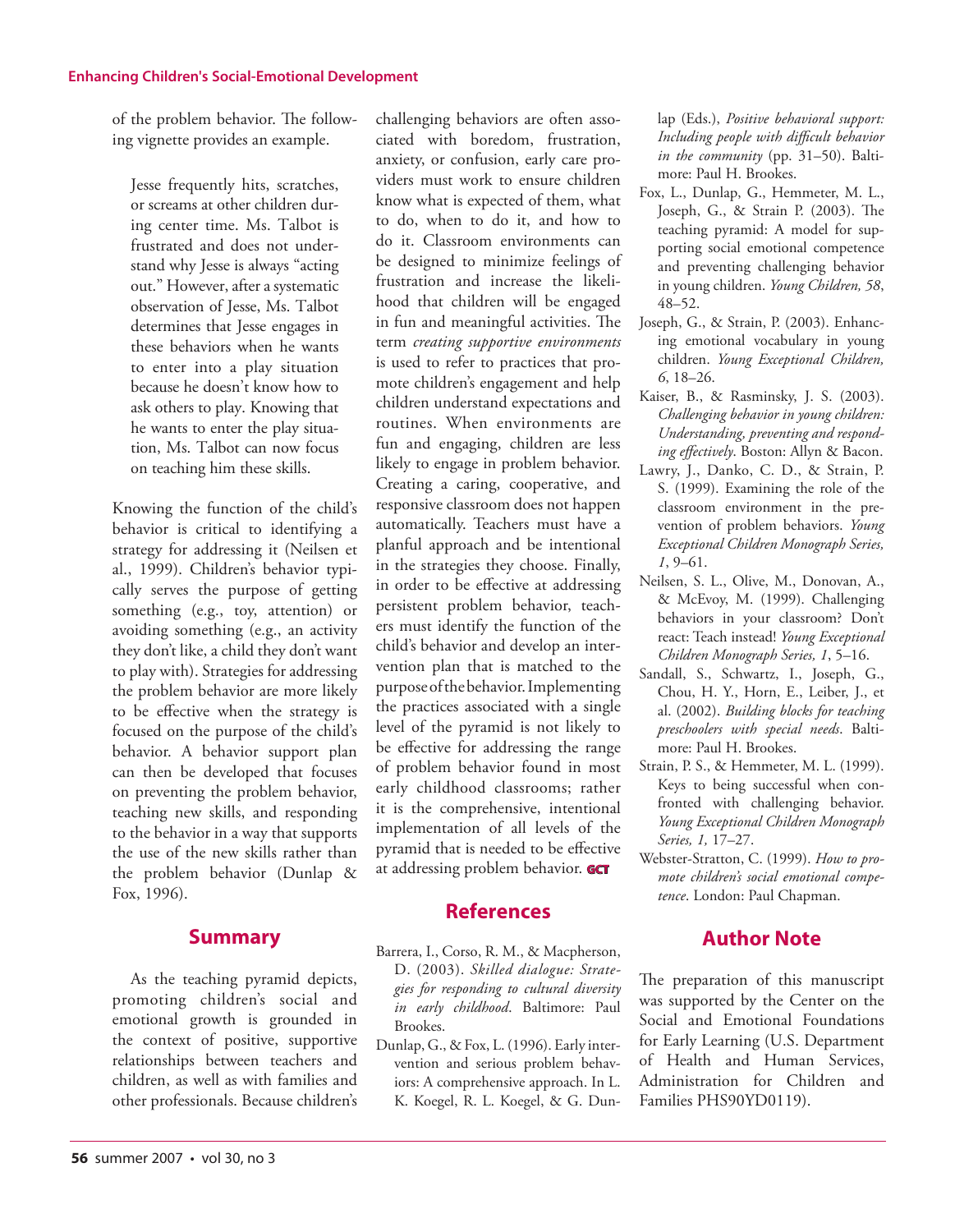of the problem behavior. The following vignette provides an example.

> Jesse frequently hits, scratches, or screams at other children during center time. Ms. Talbot is frustrated and does not understand why Jesse is always "acting out." However, after a systematic observation of Jesse, Ms. Talbot determines that Jesse engages in these behaviors when he wants to enter into a play situation because he doesn't know how to ask others to play. Knowing that he wants to enter the play situation, Ms. Talbot can now focus on teaching him these skills.

Knowing the function of the child's behavior is critical to identifying a strategy for addressing it (Neilsen et al., 1999). Children's behavior typically serves the purpose of getting something (e.g., toy, attention) or avoiding something (e.g., an activity they don't like, a child they don't want to play with). Strategies for addressing the problem behavior are more likely to be effective when the strategy is focused on the purpose of the child's behavior. A behavior support plan can then be developed that focuses on preventing the problem behavior, teaching new skills, and responding to the behavior in a way that supports the use of the new skills rather than the problem behavior (Dunlap & Fox, 1996).

## Summary

As the teaching pyramid depicts, promoting children's social and emotional growth is grounded in the context of positive, supportive relationships between teachers and children, as well as with families and other professionals. Because children's challenging behaviors are often associated with boredom, frustration, anxiety, or confusion, early care providers must work to ensure children know what is expected of them, what to do, when to do it, and how to do it. Classroom environments can be designed to minimize feelings of frustration and increase the likelihood that children will be engaged in fun and meaningful activities. The term *creating supportive environments* is used to refer to practices that promote children's engagement and help children understand expectations and routines. When environments are fun and engaging, children are less likely to engage in problem behavior. Creating a caring, cooperative, and responsive classroom does not happen automatically. Teachers must have a planful approach and be intentional in the strategies they choose. Finally, in order to be effective at addressing persistent problem behavior, teachers must identify the function of the child's behavior and develop an intervention plan that is matched to the purpose of the behavior. Implementing the practices associated with a single level of the pyramid is not likely to be effective for addressing the range of problem behavior found in most early childhood classrooms; rather it is the comprehensive, intentional implementation of all levels of the pyramid that is needed to be effective at addressing problem behavior. GCT

## References

Barrera, I., Corso, R. M., & Macpherson, D. (2003). *Skilled dialogue: Strategies for responding to cultural diversity in early childhood*. Baltimore: Paul Brookes.

Dunlap, G., & Fox, L. (1996). Early intervention and serious problem behaviors: A comprehensive approach. In L. K. Koegel, R. L. Koegel, & G. Dunlap (Eds.), *Positive behavioral support: Including people with difficult behavior in the community* (pp. 31–50). Baltimore: Paul H. Brookes.

Fox, L., Dunlap, G., Hemmeter, M. L., Joseph, G., & Strain P. (2003). The teaching pyramid: A model for supporting social emotional competence and preventing challenging behavior in young children. *Young Children, 58*, 48–52.

Joseph, G., & Strain, P. (2003). Enhancing emotional vocabulary in young children. *Young Exceptional Children, 6*, 18–26.

Kaiser, B., & Rasminsky, J. S. (2003). *Challenging behavior in young children: Understanding, preventing and responding effectively*. Boston: Allyn & Bacon.

Lawry, J., Danko, C. D., & Strain, P. S. (1999). Examining the role of the classroom environment in the prevention of problem behaviors. *Young Exceptional Children Monograph Series, 1*, 9–61.

Neilsen, S. L., Olive, M., Donovan, A., & McEvoy, M. (1999). Challenging behaviors in your classroom? Don't react: Teach instead! *Young Exceptional Children Monograph Series, 1*, 5–16.

Sandall, S., Schwartz, I., Joseph, G., Chou, H. Y., Horn, E., Leiber, J., et al. (2002). *Building blocks for teaching preschoolers with special needs*. Baltimore: Paul H. Brookes.

Strain, P. S., & Hemmeter, M. L. (1999). Keys to being successful when confronted with challenging behavior. *Young Exceptional Children Monograph Series, 1,* 17–27.

Webster-Stratton, C. (1999). *How to promote children's social emotional competence*. London: Paul Chapman.

## Author Note

The preparation of this manuscript was supported by the Center on the Social and Emotional Foundations for Early Learning (U.S. Department of Health and Human Services, Administration for Children and Families PHS90YD0119).